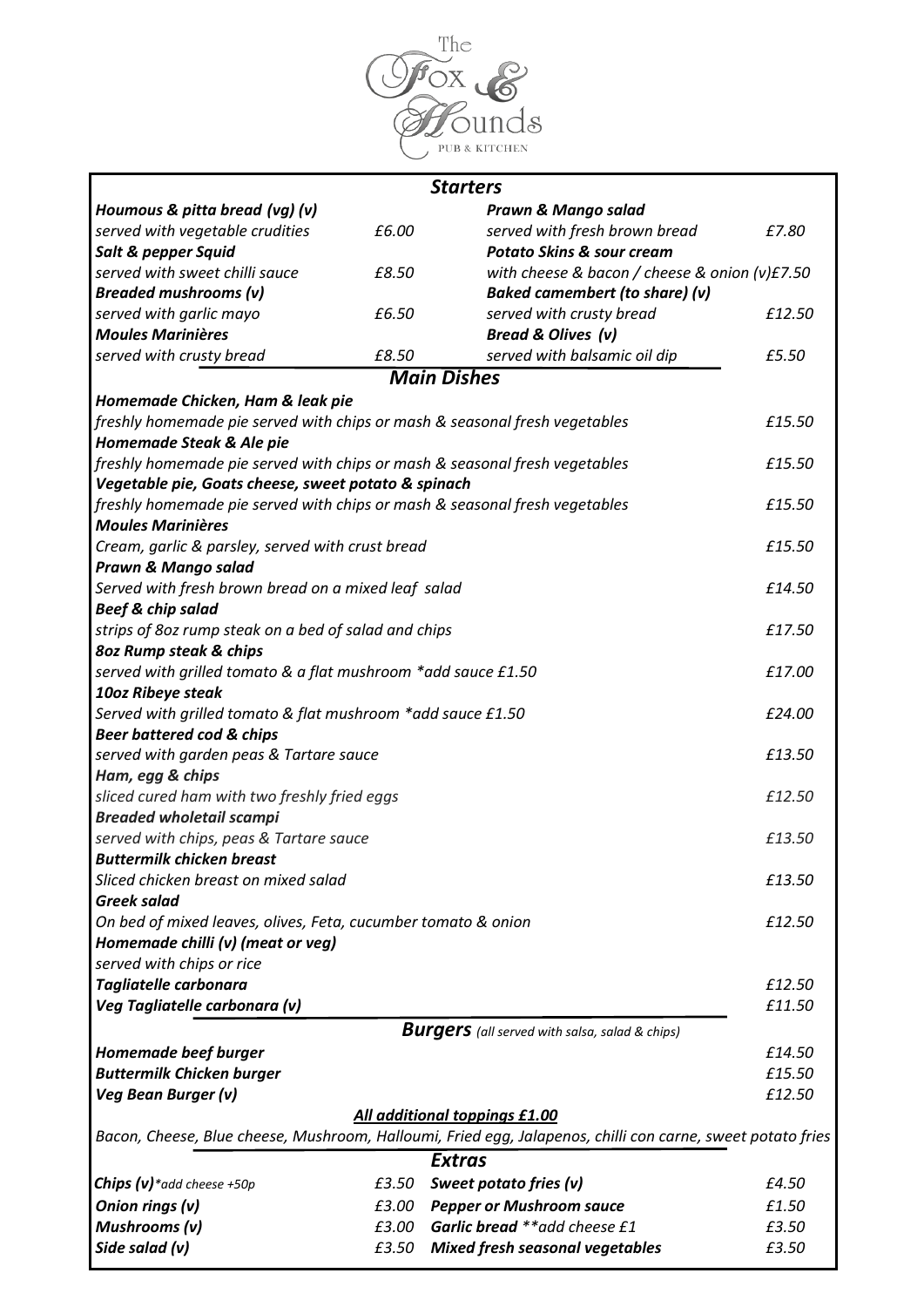# The Fox & Hounds

PUB & KITCHEN

## Starters

***Houmous & pitta bread (vg) (v)***
*served with vegetable crudities* — *£6.00*

***Salt & pepper Squid***
*served with sweet chilli sauce* — *£8.50*

***Breaded mushrooms (v)***
*served with garlic mayo* — *£6.50*

***Moules Marinières***
*served with crusty bread* — *£8.50*

***Prawn & Mango salad***
*served with fresh brown bread* — *£7.80*

***Potato Skins & sour cream***
*with cheese & bacon / cheese & onion (v)* — *£7.50*

***Baked camembert (to share) (v)***
*served with crusty bread* — *£12.50*

***Bread & Olives (v)***
*served with balsamic oil dip* — *£5.50*

## Main Dishes

***Homemade Chicken, Ham & leak pie***
*freshly homemade pie served with chips or mash & seasonal fresh vegetables* — *£15.50*

***Homemade Steak & Ale pie***
*freshly homemade pie served with chips or mash & seasonal fresh vegetables* — *£15.50*

***Vegetable pie, Goats cheese, sweet potato & spinach***
*freshly homemade pie served with chips or mash & seasonal fresh vegetables* — *£15.50*

***Moules Marinières***
*Cream, garlic & parsley, served with crust bread* — *£15.50*

***Prawn & Mango salad***
*Served with fresh brown bread on a mixed leaf salad* — *£14.50*

***Beef & chip salad***
*strips of 8oz rump steak on a bed of salad and chips* — *£17.50*

***8oz Rump steak & chips***
*served with grilled tomato & a flat mushroom *add sauce £1.50* — *£17.00*

***10oz Ribeye steak***
*Served with grilled tomato & flat mushroom *add sauce £1.50* — *£24.00*

***Beer battered cod & chips***
*served with garden peas & Tartare sauce* — *£13.50*

***Ham, egg & chips***
*sliced cured ham with two freshly fried eggs* — *£12.50*

***Breaded wholetail scampi***
*served with chips, peas & Tartare sauce* — *£13.50*

***Buttermilk chicken breast***
*Sliced chicken breast on mixed salad* — *£13.50*

***Greek salad***
*On bed of mixed leaves, olives, Feta, cucumber tomato & onion* — *£12.50*

***Homemade chilli (v) (meat or veg)***
*served with chips or rice*

***Tagliatelle carbonara*** — *£12.50*

***Veg Tagliatelle carbonara (v)*** — *£11.50*

## Burgers *(all served with salsa, salad & chips)*

***Homemade beef burger*** — *£14.50*

***Buttermilk Chicken burger*** — *£15.50*

***Veg Bean Burger (v)*** — *£12.50*

***All additional toppings £1.00***

*Bacon, Cheese, Blue cheese, Mushroom, Halloumi, Fried egg, Jalapenos, chilli con carne, sweet potato fries*

## Extras

| Item | Price | Item | Price |
|---|---|---|---|
| ***Chips (v)*** **add cheese +50p* | *£3.50* | ***Sweet potato fries (v)*** | *£4.50* |
| ***Onion rings (v)*** | *£3.00* | ***Pepper or Mushroom sauce*** | *£1.50* |
| ***Mushrooms (v)*** | *£3.00* | ***Garlic bread*** ***add cheese £1* | *£3.50* |
| ***Side salad (v)*** | *£3.50* | ***Mixed fresh seasonal vegetables*** | *£3.50* |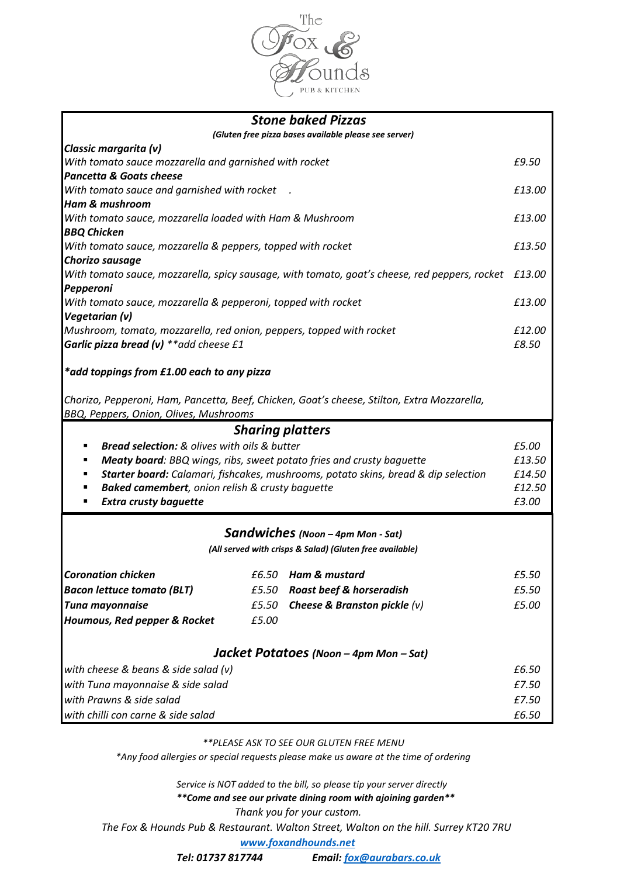The Fox & Hounds

PUB & KITCHEN

## *Stone baked Pizzas*

***(Gluten free pizza bases available please see server)***

| | |
|---|---|
| ***Classic margarita (v)*** | |
| *With tomato sauce mozzarella and garnished with rocket* | *£9.50* |
| ***Pancetta & Goats cheese*** | |
| *With tomato sauce and garnished with rocket .* | *£13.00* |
| ***Ham & mushroom*** | |
| *With tomato sauce, mozzarella loaded with Ham & Mushroom* | *£13.00* |
| ***BBQ Chicken*** | |
| *With tomato sauce, mozzarella & peppers, topped with rocket* | *£13.50* |
| ***Chorizo sausage*** | |
| *With tomato sauce, mozzarella, spicy sausage, with tomato, goat's cheese, red peppers, rocket* | *£13.00* |
| ***Pepperoni*** | |
| *With tomato sauce, mozzarella & pepperoni, topped with rocket* | *£13.00* |
| ***Vegetarian (v)*** | |
| *Mushroom, tomato, mozzarella, red onion, peppers, topped with rocket* | *£12.00* |
| ***Garlic pizza bread (v)*** *\*\*add cheese £1* | *£8.50* |

***\*add toppings from £1.00 each to any pizza***

*Chorizo, Pepperoni, Ham, Pancetta, Beef, Chicken, Goat's cheese, Stilton, Extra Mozzarella, BBQ, Peppers, Onion, Olives, Mushrooms*

## *Sharing platters*

| | |
|---|---|
| ▪ ***Bread selection:*** *& olives with oils & butter* | *£5.00* |
| ▪ ***Meaty board****: BBQ wings, ribs, sweet potato fries and crusty baguette* | *£13.50* |
| ▪ ***Starter board:*** *Calamari, fishcakes, mushrooms, potato skins, bread & dip selection* | *£14.50* |
| ▪ ***Baked camembert****, onion relish & crusty baguette* | *£12.50* |
| ▪ ***Extra crusty baguette*** | *£3.00* |

## *Sandwiches* *(Noon – 4pm Mon - Sat)*

***(All served with crisps & Salad) (Gluten free available)***

| | | | |
|---|---|---|---|
| ***Coronation chicken*** | *£6.50* | ***Ham & mustard*** | *£5.50* |
| ***Bacon lettuce tomato (BLT)*** | *£5.50* | ***Roast beef & horseradish*** | *£5.50* |
| ***Tuna mayonnaise*** | *£5.50* | ***Cheese & Branston pickle*** *(v)* | *£5.00* |
| ***Houmous, Red pepper & Rocket*** | *£5.00* | | |

## *Jacket Potatoes* *(Noon – 4pm Mon – Sat)*

| | |
|---|---|
| *with cheese & beans & side salad (v)* | *£6.50* |
| *with Tuna mayonnaise & side salad* | *£7.50* |
| *with Prawns & side salad* | *£7.50* |
| *with chilli con carne & side salad* | *£6.50* |

*\*\*PLEASE ASK TO SEE OUR GLUTEN FREE MENU*

*\*Any food allergies or special requests please make us aware at the time of ordering*

*Service is NOT added to the bill, so please tip your server directly*

***\*\*Come and see our private dining room with ajoining garden\*\****

*Thank you for your custom.*

*The Fox & Hounds Pub & Restaurant. Walton Street, Walton on the hill. Surrey KT20 7RU*

***www.foxandhounds.net***

***Tel: 01737 817744*** ***Email: fox@aurabars.co.uk***